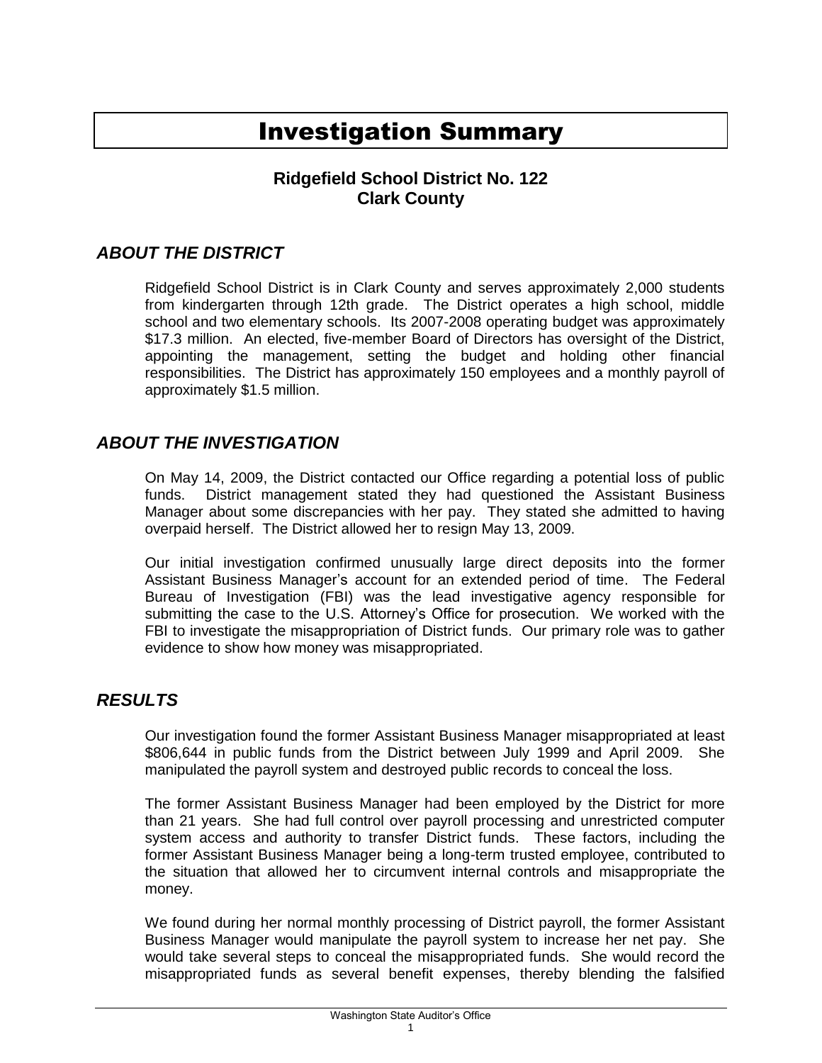# Investigation Summary

**Ridgefield School District No. 122**
**Clark County**

## *ABOUT THE DISTRICT*

Ridgefield School District is in Clark County and serves approximately 2,000 students from kindergarten through 12th grade. The District operates a high school, middle school and two elementary schools. Its 2007-2008 operating budget was approximately $17.3 million. An elected, five-member Board of Directors has oversight of the District, appointing the management, setting the budget and holding other financial responsibilities. The District has approximately 150 employees and a monthly payroll of approximately $1.5 million.

## *ABOUT THE INVESTIGATION*

On May 14, 2009, the District contacted our Office regarding a potential loss of public funds. District management stated they had questioned the Assistant Business Manager about some discrepancies with her pay. They stated she admitted to having overpaid herself. The District allowed her to resign May 13, 2009.

Our initial investigation confirmed unusually large direct deposits into the former Assistant Business Manager's account for an extended period of time. The Federal Bureau of Investigation (FBI) was the lead investigative agency responsible for submitting the case to the U.S. Attorney's Office for prosecution. We worked with the FBI to investigate the misappropriation of District funds. Our primary role was to gather evidence to show how money was misappropriated.

## *RESULTS*

Our investigation found the former Assistant Business Manager misappropriated at least $806,644 in public funds from the District between July 1999 and April 2009. She manipulated the payroll system and destroyed public records to conceal the loss.

The former Assistant Business Manager had been employed by the District for more than 21 years. She had full control over payroll processing and unrestricted computer system access and authority to transfer District funds. These factors, including the former Assistant Business Manager being a long-term trusted employee, contributed to the situation that allowed her to circumvent internal controls and misappropriate the money.

We found during her normal monthly processing of District payroll, the former Assistant Business Manager would manipulate the payroll system to increase her net pay. She would take several steps to conceal the misappropriated funds. She would record the misappropriated funds as several benefit expenses, thereby blending the falsified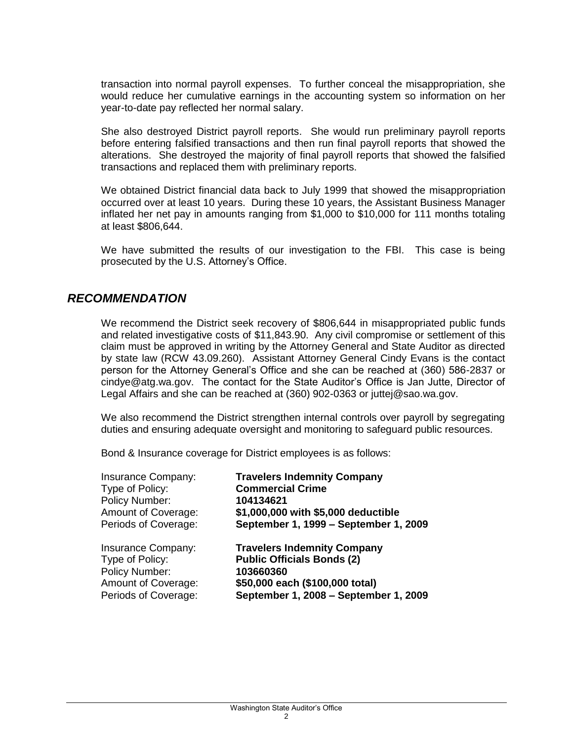transaction into normal payroll expenses. To further conceal the misappropriation, she would reduce her cumulative earnings in the accounting system so information on her year-to-date pay reflected her normal salary.

She also destroyed District payroll reports. She would run preliminary payroll reports before entering falsified transactions and then run final payroll reports that showed the alterations. She destroyed the majority of final payroll reports that showed the falsified transactions and replaced them with preliminary reports.

We obtained District financial data back to July 1999 that showed the misappropriation occurred over at least 10 years. During these 10 years, the Assistant Business Manager inflated her net pay in amounts ranging from $1,000 to $10,000 for 111 months totaling at least $806,644.

We have submitted the results of our investigation to the FBI. This case is being prosecuted by the U.S. Attorney's Office.

## *RECOMMENDATION*

We recommend the District seek recovery of $806,644 in misappropriated public funds and related investigative costs of $11,843.90. Any civil compromise or settlement of this claim must be approved in writing by the Attorney General and State Auditor as directed by state law (RCW 43.09.260). Assistant Attorney General Cindy Evans is the contact person for the Attorney General's Office and she can be reached at (360) 586-2837 or cindye@atg.wa.gov. The contact for the State Auditor's Office is Jan Jutte, Director of Legal Affairs and she can be reached at (360) 902-0363 or juttej@sao.wa.gov.

We also recommend the District strengthen internal controls over payroll by segregating duties and ensuring adequate oversight and monitoring to safeguard public resources.

Bond & Insurance coverage for District employees is as follows:

| | |
|---|---|
| Insurance Company: | **Travelers Indemnity Company** |
| Type of Policy: | **Commercial Crime** |
| Policy Number: | **104134621** |
| Amount of Coverage: | **$1,000,000 with $5,000 deductible** |
| Periods of Coverage: | **September 1, 1999 – September 1, 2009** |

| | |
|---|---|
| Insurance Company: | **Travelers Indemnity Company** |
| Type of Policy: | **Public Officials Bonds (2)** |
| Policy Number: | **103660360** |
| Amount of Coverage: | **$50,000 each ($100,000 total)** |
| Periods of Coverage: | **September 1, 2008 – September 1, 2009** |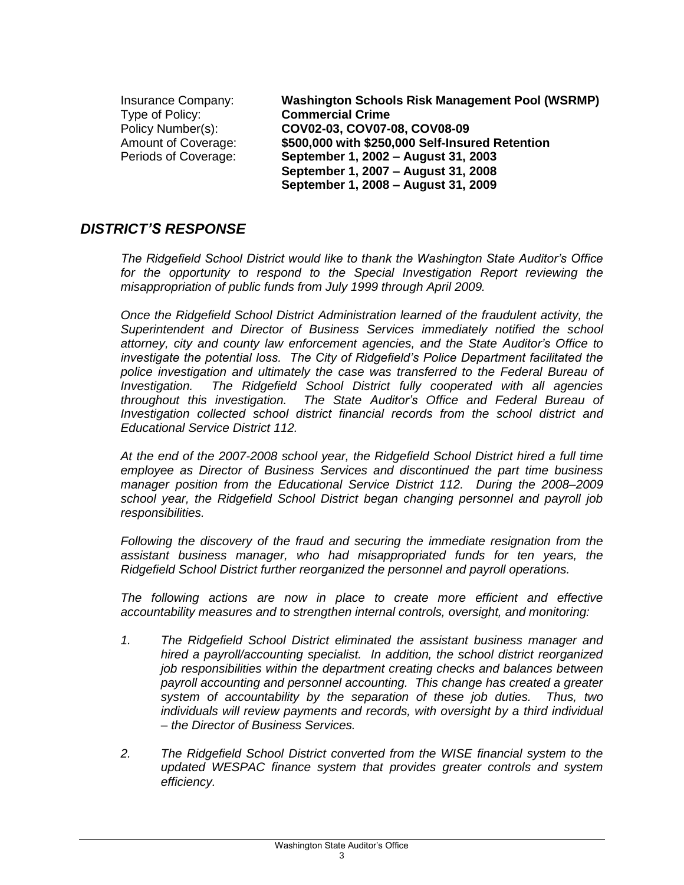| | |
|---|---|
| Insurance Company: | **Washington Schools Risk Management Pool (WSRMP)** |
| Type of Policy: | **Commercial Crime** |
| Policy Number(s): | **COV02-03, COV07-08, COV08-09** |
| Amount of Coverage: | **$500,000 with $250,000 Self-Insured Retention** |
| Periods of Coverage: | **September 1, 2002 – August 31, 2003**<br>**September 1, 2007 – August 31, 2008**<br>**September 1, 2008 – August 31, 2009** |

## *DISTRICT'S RESPONSE*

*The Ridgefield School District would like to thank the Washington State Auditor's Office for the opportunity to respond to the Special Investigation Report reviewing the misappropriation of public funds from July 1999 through April 2009.*

*Once the Ridgefield School District Administration learned of the fraudulent activity, the Superintendent and Director of Business Services immediately notified the school attorney, city and county law enforcement agencies, and the State Auditor's Office to investigate the potential loss. The City of Ridgefield's Police Department facilitated the police investigation and ultimately the case was transferred to the Federal Bureau of Investigation. The Ridgefield School District fully cooperated with all agencies throughout this investigation. The State Auditor's Office and Federal Bureau of Investigation collected school district financial records from the school district and Educational Service District 112.*

*At the end of the 2007-2008 school year, the Ridgefield School District hired a full time employee as Director of Business Services and discontinued the part time business manager position from the Educational Service District 112. During the 2008–2009 school year, the Ridgefield School District began changing personnel and payroll job responsibilities.*

*Following the discovery of the fraud and securing the immediate resignation from the assistant business manager, who had misappropriated funds for ten years, the Ridgefield School District further reorganized the personnel and payroll operations.*

*The following actions are now in place to create more efficient and effective accountability measures and to strengthen internal controls, oversight, and monitoring:*

1. *The Ridgefield School District eliminated the assistant business manager and hired a payroll/accounting specialist. In addition, the school district reorganized job responsibilities within the department creating checks and balances between payroll accounting and personnel accounting. This change has created a greater system of accountability by the separation of these job duties. Thus, two individuals will review payments and records, with oversight by a third individual – the Director of Business Services.*

2. *The Ridgefield School District converted from the WISE financial system to the updated WESPAC finance system that provides greater controls and system efficiency.*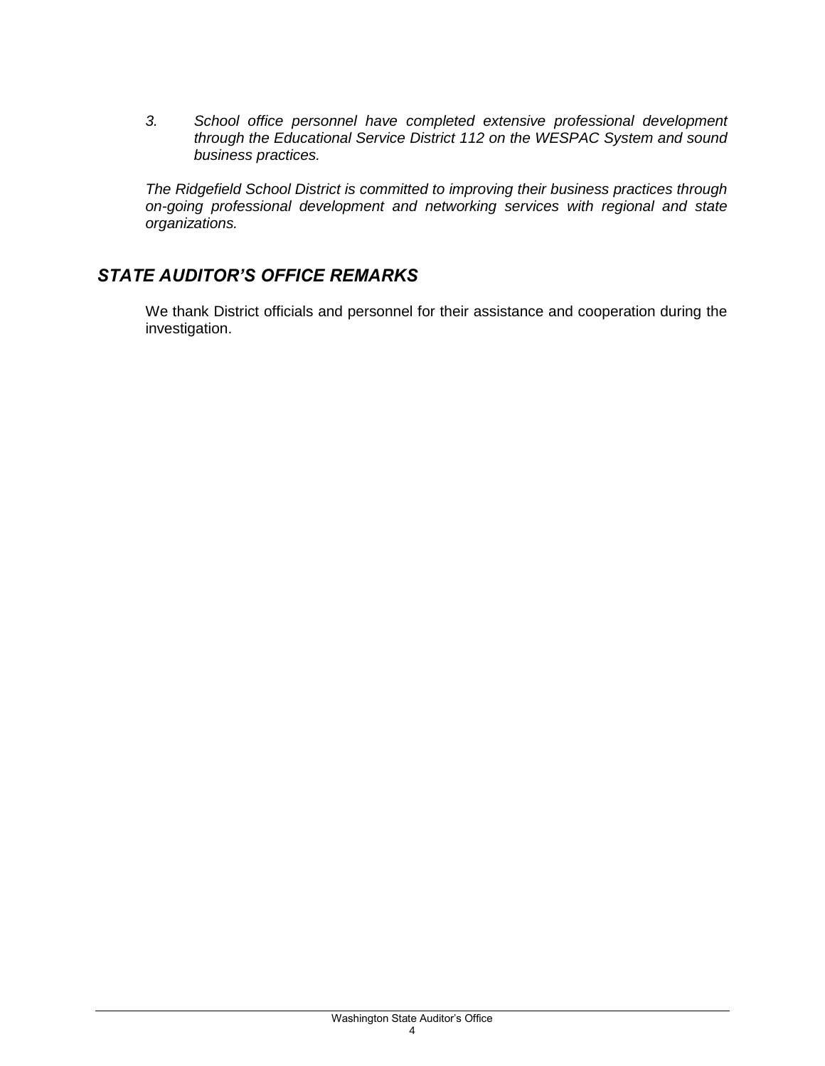3. *School office personnel have completed extensive professional development through the Educational Service District 112 on the WESPAC System and sound business practices.*

*The Ridgefield School District is committed to improving their business practices through on-going professional development and networking services with regional and state organizations.*

## *STATE AUDITOR'S OFFICE REMARKS*

We thank District officials and personnel for their assistance and cooperation during the investigation.